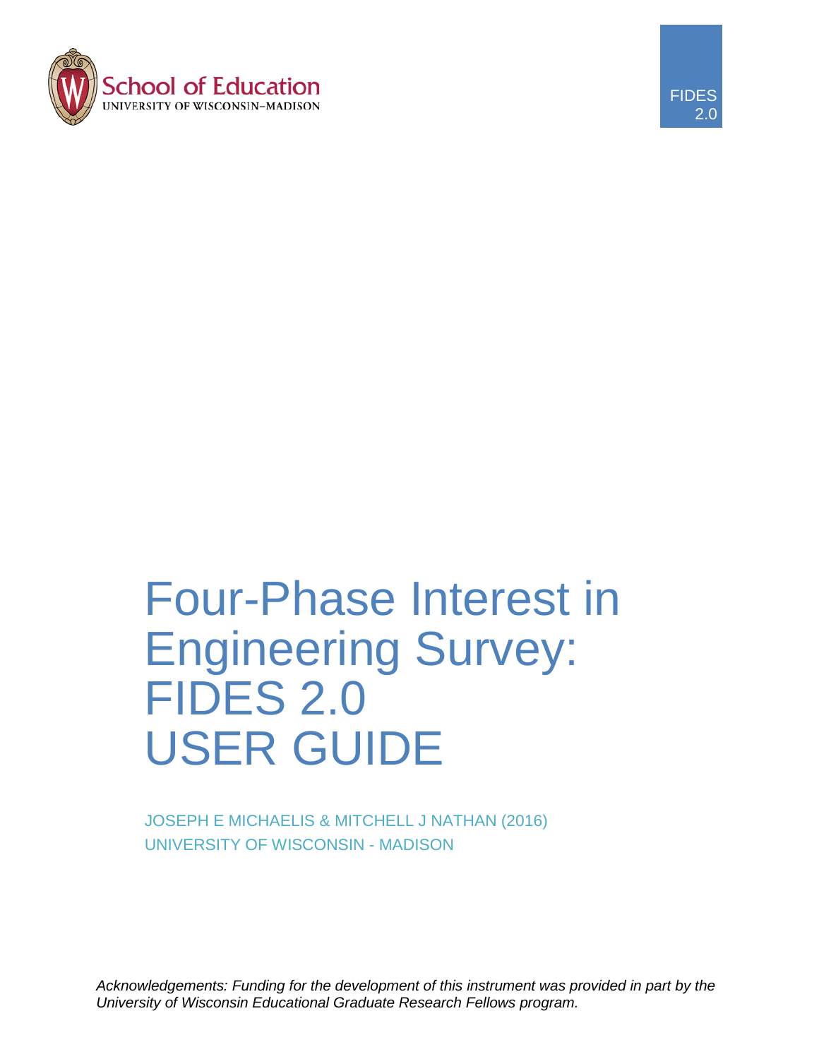School of Education
UNIVERSITY OF WISCONSIN–MADISON

FIDES 2.0

# Four-Phase Interest in Engineering Survey: FIDES 2.0 USER GUIDE

JOSEPH E MICHAELIS & MITCHELL J NATHAN (2016)
UNIVERSITY OF WISCONSIN - MADISON

*Acknowledgements: Funding for the development of this instrument was provided in part by the University of Wisconsin Educational Graduate Research Fellows program.*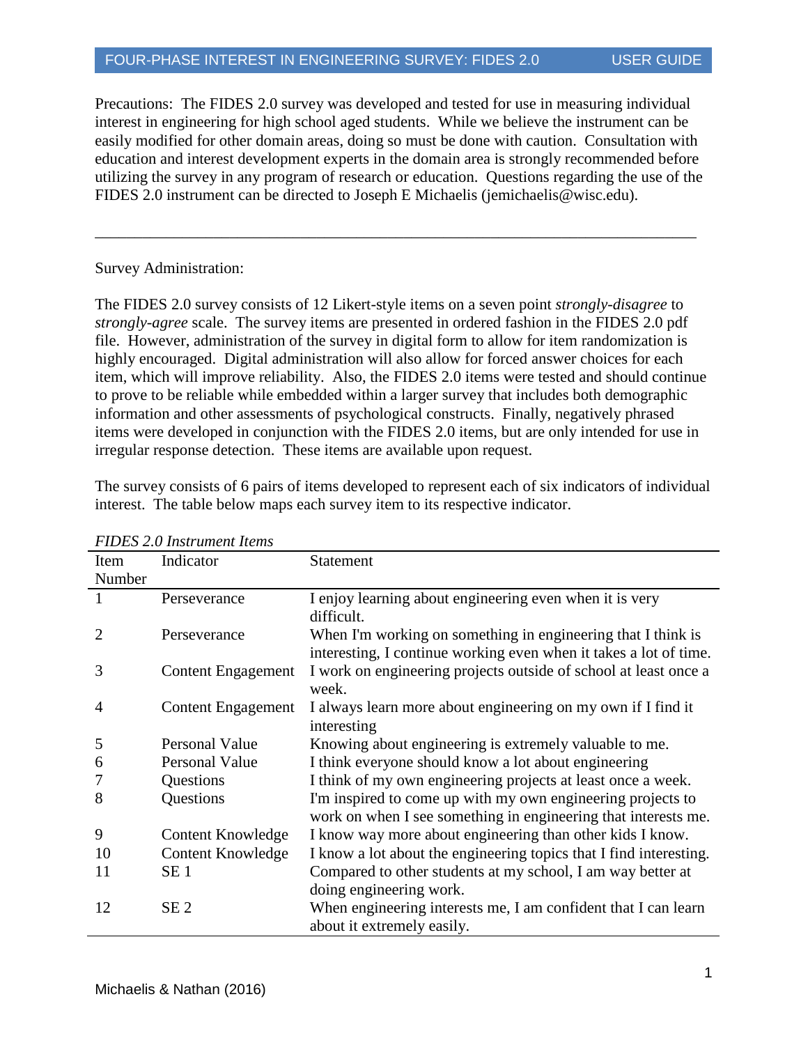Precautions: The FIDES 2.0 survey was developed and tested for use in measuring individual interest in engineering for high school aged students. While we believe the instrument can be easily modified for other domain areas, doing so must be done with caution. Consultation with education and interest development experts in the domain area is strongly recommended before utilizing the survey in any program of research or education. Questions regarding the use of the FIDES 2.0 instrument can be directed to Joseph E Michaelis (jemichaelis@wisc.edu).

---

Survey Administration:

The FIDES 2.0 survey consists of 12 Likert-style items on a seven point *strongly-disagree* to *strongly-agree* scale. The survey items are presented in ordered fashion in the FIDES 2.0 pdf file. However, administration of the survey in digital form to allow for item randomization is highly encouraged. Digital administration will also allow for forced answer choices for each item, which will improve reliability. Also, the FIDES 2.0 items were tested and should continue to prove to be reliable while embedded within a larger survey that includes both demographic information and other assessments of psychological constructs. Finally, negatively phrased items were developed in conjunction with the FIDES 2.0 items, but are only intended for use in irregular response detection. These items are available upon request.

The survey consists of 6 pairs of items developed to represent each of six indicators of individual interest. The table below maps each survey item to its respective indicator.

*FIDES 2.0 Instrument Items*

| Item Number | Indicator | Statement |
|---|---|---|
| 1 | Perseverance | I enjoy learning about engineering even when it is very difficult. |
| 2 | Perseverance | When I'm working on something in engineering that I think is interesting, I continue working even when it takes a lot of time. |
| 3 | Content Engagement | I work on engineering projects outside of school at least once a week. |
| 4 | Content Engagement | I always learn more about engineering on my own if I find it interesting |
| 5 | Personal Value | Knowing about engineering is extremely valuable to me. |
| 6 | Personal Value | I think everyone should know a lot about engineering |
| 7 | Questions | I think of my own engineering projects at least once a week. |
| 8 | Questions | I'm inspired to come up with my own engineering projects to work on when I see something in engineering that interests me. |
| 9 | Content Knowledge | I know way more about engineering than other kids I know. |
| 10 | Content Knowledge | I know a lot about the engineering topics that I find interesting. |
| 11 | SE 1 | Compared to other students at my school, I am way better at doing engineering work. |
| 12 | SE 2 | When engineering interests me, I am confident that I can learn about it extremely easily. |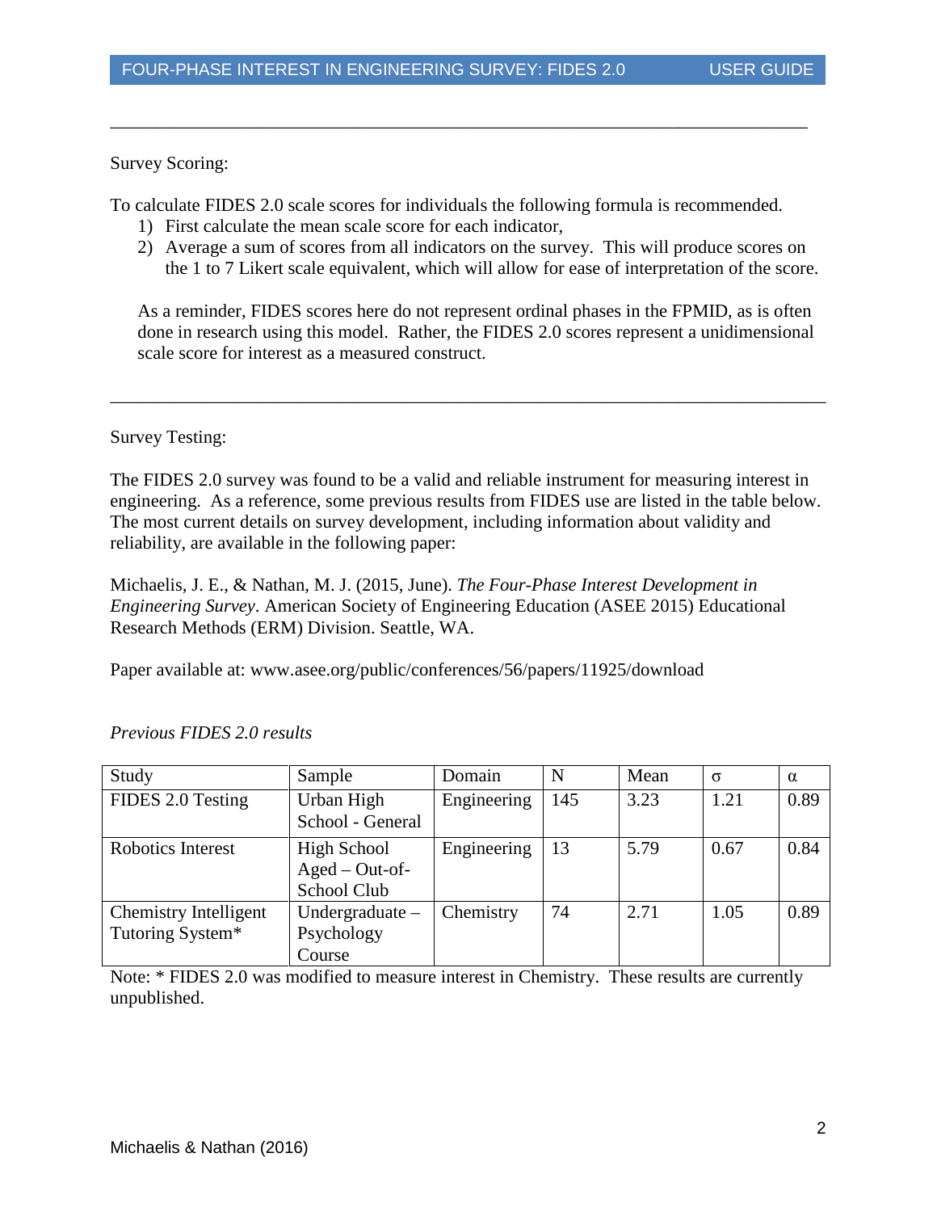Survey Scoring:

To calculate FIDES 2.0 scale scores for individuals the following formula is recommended.

1) First calculate the mean scale score for each indicator,
2) Average a sum of scores from all indicators on the survey. This will produce scores on the 1 to 7 Likert scale equivalent, which will allow for ease of interpretation of the score.

As a reminder, FIDES scores here do not represent ordinal phases in the FPMID, as is often done in research using this model. Rather, the FIDES 2.0 scores represent a unidimensional scale score for interest as a measured construct.

---

Survey Testing:

The FIDES 2.0 survey was found to be a valid and reliable instrument for measuring interest in engineering. As a reference, some previous results from FIDES use are listed in the table below. The most current details on survey development, including information about validity and reliability, are available in the following paper:

Michaelis, J. E., & Nathan, M. J. (2015, June). *The Four-Phase Interest Development in Engineering Survey*. American Society of Engineering Education (ASEE 2015) Educational Research Methods (ERM) Division. Seattle, WA.

Paper available at: www.asee.org/public/conferences/56/papers/11925/download

*Previous FIDES 2.0 results*

| Study | Sample | Domain | N | Mean | $\sigma$ | $\alpha$ |
|---|---|---|---|---|---|---|
| FIDES 2.0 Testing | Urban High School - General | Engineering | 145 | 3.23 | 1.21 | 0.89 |
| Robotics Interest | High School Aged – Out-of-School Club | Engineering | 13 | 5.79 | 0.67 | 0.84 |
| Chemistry Intelligent Tutoring System* | Undergraduate – Psychology Course | Chemistry | 74 | 2.71 | 1.05 | 0.89 |

Note: * FIDES 2.0 was modified to measure interest in Chemistry. These results are currently unpublished.